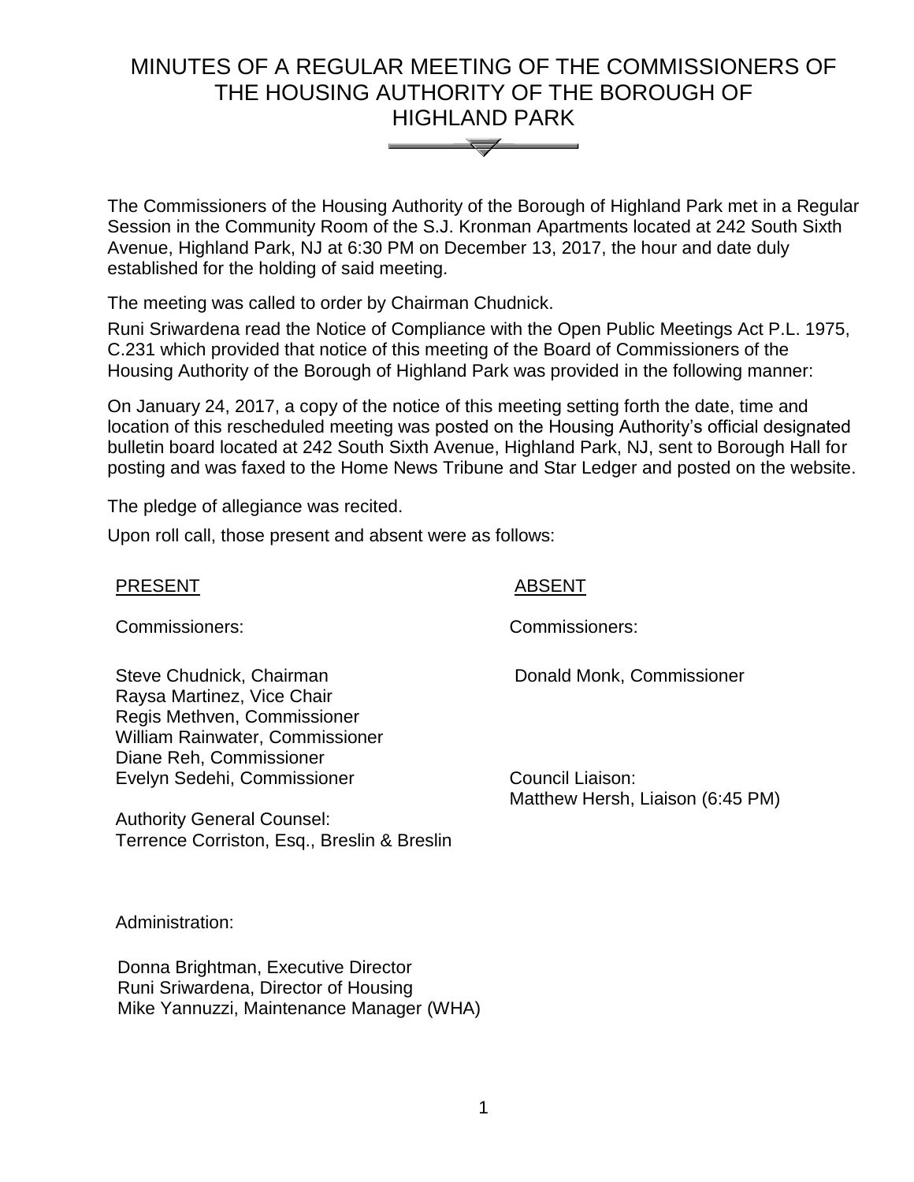# MINUTES OF A REGULAR MEETING OF THE COMMISSIONERS OF THE HOUSING AUTHORITY OF THE BOROUGH OF HIGHLAND PARK

The Commissioners of the Housing Authority of the Borough of Highland Park met in a Regular Session in the Community Room of the S.J. Kronman Apartments located at 242 South Sixth Avenue, Highland Park, NJ at 6:30 PM on December 13, 2017, the hour and date duly established for the holding of said meeting.

The meeting was called to order by Chairman Chudnick.

Runi Sriwardena read the Notice of Compliance with the Open Public Meetings Act P.L. 1975, C.231 which provided that notice of this meeting of the Board of Commissioners of the Housing Authority of the Borough of Highland Park was provided in the following manner:

On January 24, 2017, a copy of the notice of this meeting setting forth the date, time and location of this rescheduled meeting was posted on the Housing Authority's official designated bulletin board located at 242 South Sixth Avenue, Highland Park, NJ, sent to Borough Hall for posting and was faxed to the Home News Tribune and Star Ledger and posted on the website.

The pledge of allegiance was recited.

Upon roll call, those present and absent were as follows:

| PRESENT | ABSENT |
|---|---|
| Commissioners: | Commissioners: |
| Steve Chudnick, Chairman<br>Raysa Martinez, Vice Chair<br>Regis Methven, Commissioner<br>William Rainwater, Commissioner<br>Diane Reh, Commissioner<br>Evelyn Sedehi, Commissioner | Donald Monk, Commissioner<br><br>Council Liaison:<br>Matthew Hersh, Liaison (6:45 PM) |
| Authority General Counsel:<br>Terrence Corriston, Esq., Breslin & Breslin | |

Administration:

Donna Brightman, Executive Director
Runi Sriwardena, Director of Housing
Mike Yannuzzi, Maintenance Manager (WHA)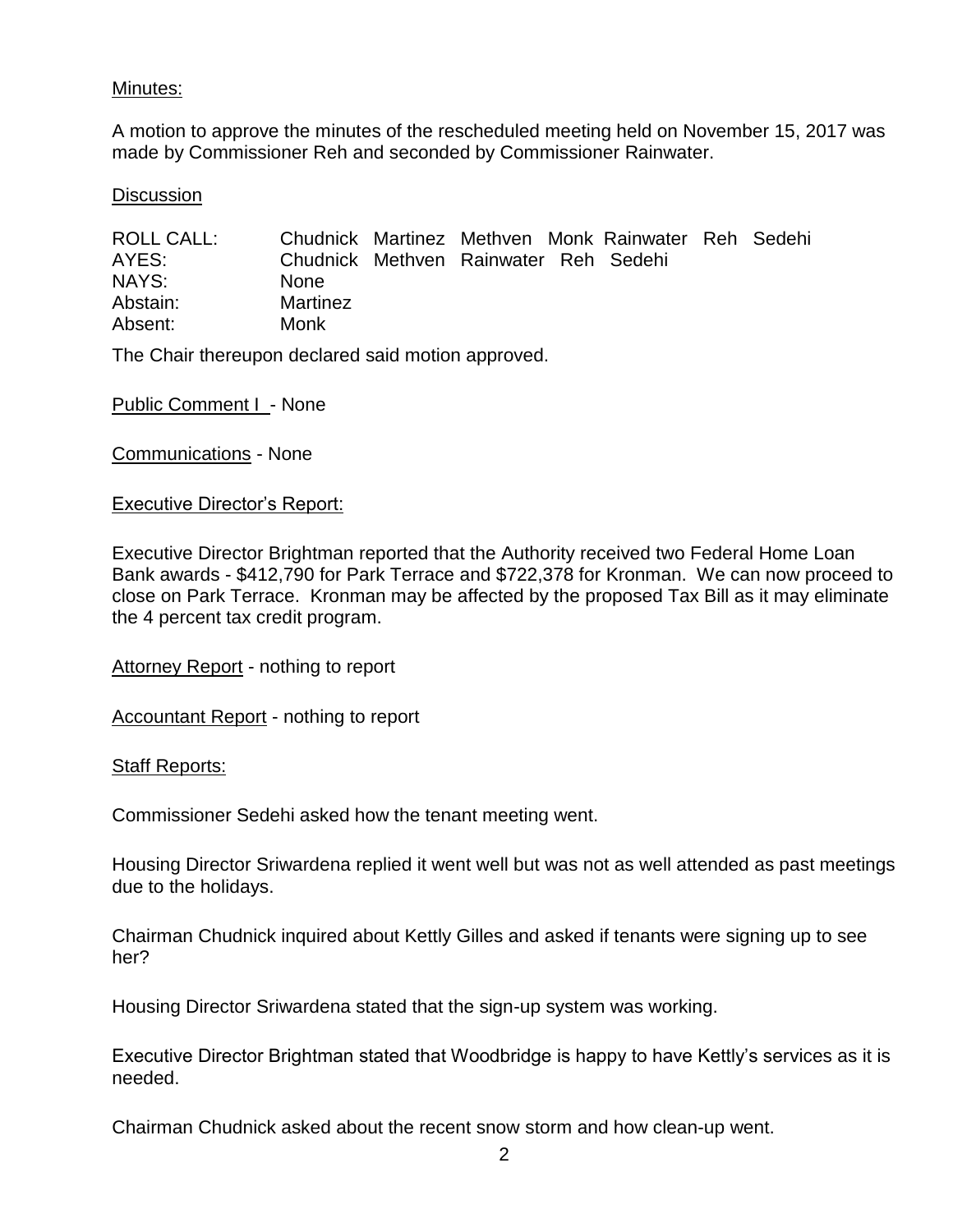Minutes:

A motion to approve the minutes of the rescheduled meeting held on November 15, 2017 was made by Commissioner Reh and seconded by Commissioner Rainwater.

Discussion

| | |
|---|---|
| ROLL CALL: | Chudnick Martinez Methven Monk Rainwater Reh Sedehi |
| AYES: | Chudnick Methven Rainwater Reh Sedehi |
| NAYS: | None |
| Abstain: | Martinez |
| Absent: | Monk |

The Chair thereupon declared said motion approved.

Public Comment I - None

Communications - None

Executive Director's Report:

Executive Director Brightman reported that the Authority received two Federal Home Loan Bank awards - $412,790 for Park Terrace and $722,378 for Kronman. We can now proceed to close on Park Terrace. Kronman may be affected by the proposed Tax Bill as it may eliminate the 4 percent tax credit program.

Attorney Report - nothing to report

Accountant Report - nothing to report

Staff Reports:

Commissioner Sedehi asked how the tenant meeting went.

Housing Director Sriwardena replied it went well but was not as well attended as past meetings due to the holidays.

Chairman Chudnick inquired about Kettly Gilles and asked if tenants were signing up to see her?

Housing Director Sriwardena stated that the sign-up system was working.

Executive Director Brightman stated that Woodbridge is happy to have Kettly's services as it is needed.

Chairman Chudnick asked about the recent snow storm and how clean-up went.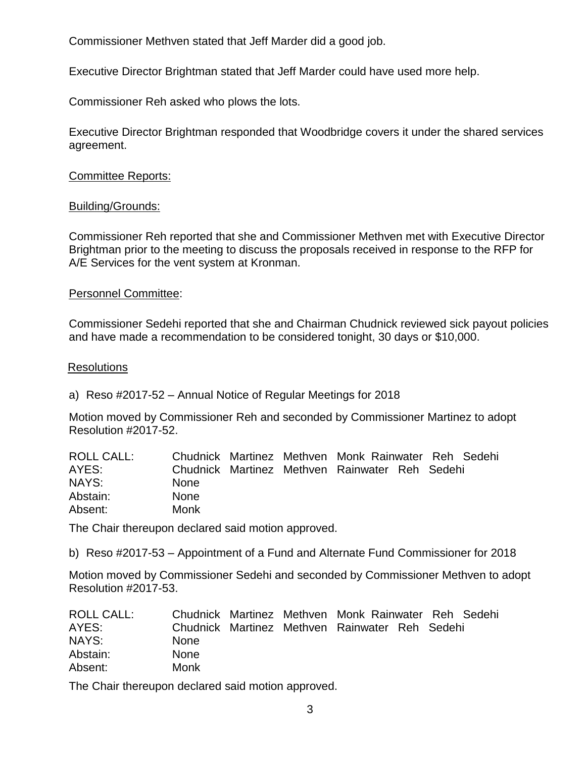Commissioner Methven stated that Jeff Marder did a good job.

Executive Director Brightman stated that Jeff Marder could have used more help.

Commissioner Reh asked who plows the lots.

Executive Director Brightman responded that Woodbridge covers it under the shared services agreement.

Committee Reports:

Building/Grounds:

Commissioner Reh reported that she and Commissioner Methven met with Executive Director Brightman prior to the meeting to discuss the proposals received in response to the RFP for A/E Services for the vent system at Kronman.

Personnel Committee:

Commissioner Sedehi reported that she and Chairman Chudnick reviewed sick payout policies and have made a recommendation to be considered tonight, 30 days or $10,000.

Resolutions

a) Reso #2017-52 – Annual Notice of Regular Meetings for 2018

Motion moved by Commissioner Reh and seconded by Commissioner Martinez to adopt Resolution #2017-52.

| | |
|---|---|
| ROLL CALL: | Chudnick Martinez Methven Monk Rainwater Reh Sedehi |
| AYES: | Chudnick Martinez Methven Rainwater Reh Sedehi |
| NAYS: | None |
| Abstain: | None |
| Absent: | Monk |

The Chair thereupon declared said motion approved.

b) Reso #2017-53 – Appointment of a Fund and Alternate Fund Commissioner for 2018

Motion moved by Commissioner Sedehi and seconded by Commissioner Methven to adopt Resolution #2017-53.

| | |
|---|---|
| ROLL CALL: | Chudnick Martinez Methven Monk Rainwater Reh Sedehi |
| AYES: | Chudnick Martinez Methven Rainwater Reh Sedehi |
| NAYS: | None |
| Abstain: | None |
| Absent: | Monk |

The Chair thereupon declared said motion approved.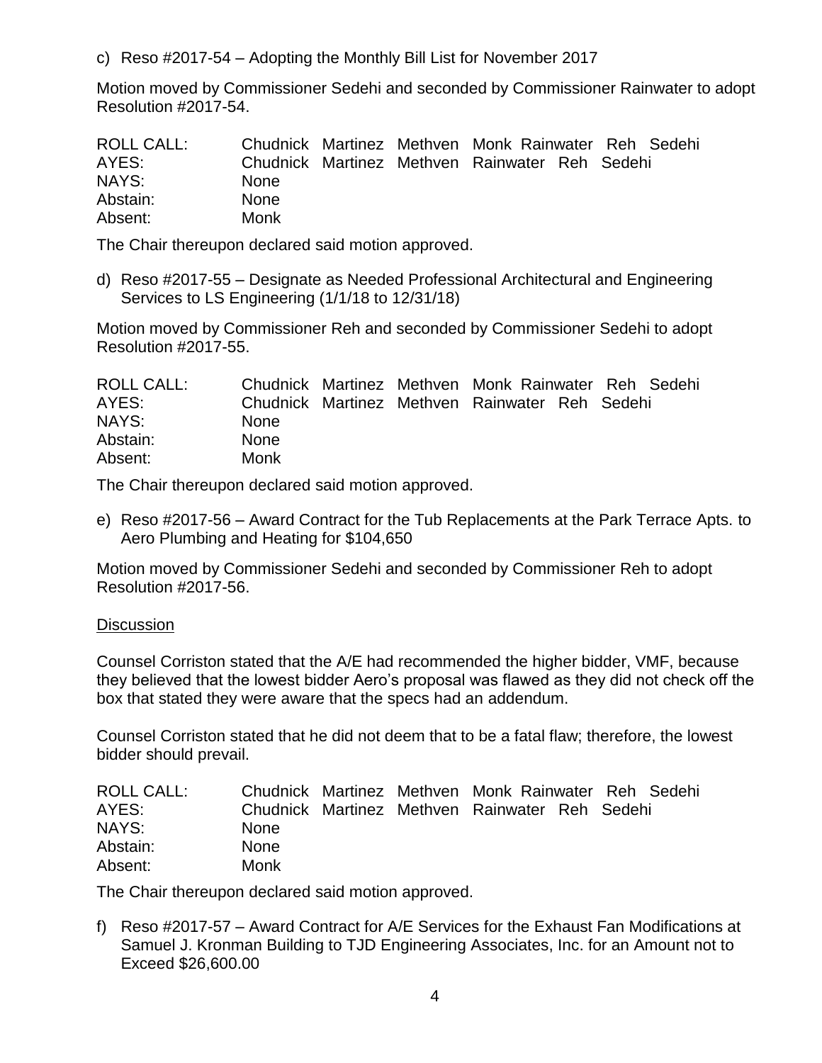c) Reso #2017-54 – Adopting the Monthly Bill List for November 2017

Motion moved by Commissioner Sedehi and seconded by Commissioner Rainwater to adopt Resolution #2017-54.

| ROLL CALL: | Chudnick Martinez Methven Monk Rainwater Reh Sedehi |
|---|---|
| AYES: | Chudnick Martinez Methven Rainwater Reh Sedehi |
| NAYS: | None |
| Abstain: | None |
| Absent: | Monk |

The Chair thereupon declared said motion approved.

d) Reso #2017-55 – Designate as Needed Professional Architectural and Engineering Services to LS Engineering (1/1/18 to 12/31/18)

Motion moved by Commissioner Reh and seconded by Commissioner Sedehi to adopt Resolution #2017-55.

| ROLL CALL: | Chudnick Martinez Methven Monk Rainwater Reh Sedehi |
|---|---|
| AYES: | Chudnick Martinez Methven Rainwater Reh Sedehi |
| NAYS: | None |
| Abstain: | None |
| Absent: | Monk |

The Chair thereupon declared said motion approved.

e) Reso #2017-56 – Award Contract for the Tub Replacements at the Park Terrace Apts. to Aero Plumbing and Heating for $104,650

Motion moved by Commissioner Sedehi and seconded by Commissioner Reh to adopt Resolution #2017-56.

Discussion

Counsel Corriston stated that the A/E had recommended the higher bidder, VMF, because they believed that the lowest bidder Aero's proposal was flawed as they did not check off the box that stated they were aware that the specs had an addendum.

Counsel Corriston stated that he did not deem that to be a fatal flaw; therefore, the lowest bidder should prevail.

| ROLL CALL: | Chudnick Martinez Methven Monk Rainwater Reh Sedehi |
|---|---|
| AYES: | Chudnick Martinez Methven Rainwater Reh Sedehi |
| NAYS: | None |
| Abstain: | None |
| Absent: | Monk |

The Chair thereupon declared said motion approved.

f) Reso #2017-57 – Award Contract for A/E Services for the Exhaust Fan Modifications at Samuel J. Kronman Building to TJD Engineering Associates, Inc. for an Amount not to Exceed $26,600.00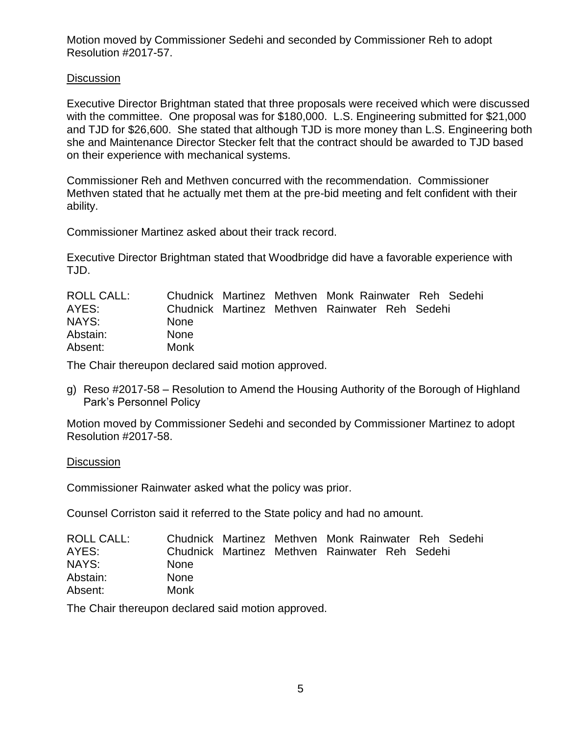Motion moved by Commissioner Sedehi and seconded by Commissioner Reh to adopt Resolution #2017-57.

Discussion

Executive Director Brightman stated that three proposals were received which were discussed with the committee. One proposal was for $180,000. L.S. Engineering submitted for $21,000 and TJD for $26,600. She stated that although TJD is more money than L.S. Engineering both she and Maintenance Director Stecker felt that the contract should be awarded to TJD based on their experience with mechanical systems.

Commissioner Reh and Methven concurred with the recommendation. Commissioner Methven stated that he actually met them at the pre-bid meeting and felt confident with their ability.

Commissioner Martinez asked about their track record.

Executive Director Brightman stated that Woodbridge did have a favorable experience with TJD.

| | |
|---|---|
| ROLL CALL: | Chudnick Martinez Methven Monk Rainwater Reh Sedehi |
| AYES: | Chudnick Martinez Methven Rainwater Reh Sedehi |
| NAYS: | None |
| Abstain: | None |
| Absent: | Monk |

The Chair thereupon declared said motion approved.

g) Reso #2017-58 – Resolution to Amend the Housing Authority of the Borough of Highland Park's Personnel Policy

Motion moved by Commissioner Sedehi and seconded by Commissioner Martinez to adopt Resolution #2017-58.

Discussion

Commissioner Rainwater asked what the policy was prior.

Counsel Corriston said it referred to the State policy and had no amount.

| | |
|---|---|
| ROLL CALL: | Chudnick Martinez Methven Monk Rainwater Reh Sedehi |
| AYES: | Chudnick Martinez Methven Rainwater Reh Sedehi |
| NAYS: | None |
| Abstain: | None |
| Absent: | Monk |

The Chair thereupon declared said motion approved.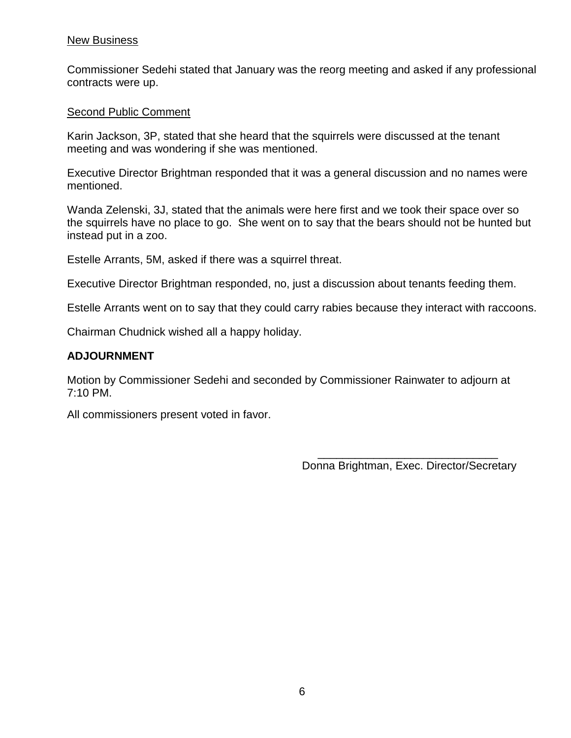New Business

Commissioner Sedehi stated that January was the reorg meeting and asked if any professional contracts were up.

Second Public Comment

Karin Jackson, 3P, stated that she heard that the squirrels were discussed at the tenant meeting and was wondering if she was mentioned.

Executive Director Brightman responded that it was a general discussion and no names were mentioned.

Wanda Zelenski, 3J, stated that the animals were here first and we took their space over so the squirrels have no place to go. She went on to say that the bears should not be hunted but instead put in a zoo.

Estelle Arrants, 5M, asked if there was a squirrel threat.

Executive Director Brightman responded, no, just a discussion about tenants feeding them.

Estelle Arrants went on to say that they could carry rabies because they interact with raccoons.

Chairman Chudnick wished all a happy holiday.

**ADJOURNMENT**

Motion by Commissioner Sedehi and seconded by Commissioner Rainwater to adjourn at 7:10 PM.

All commissioners present voted in favor.

_____________________________
Donna Brightman, Exec. Director/Secretary